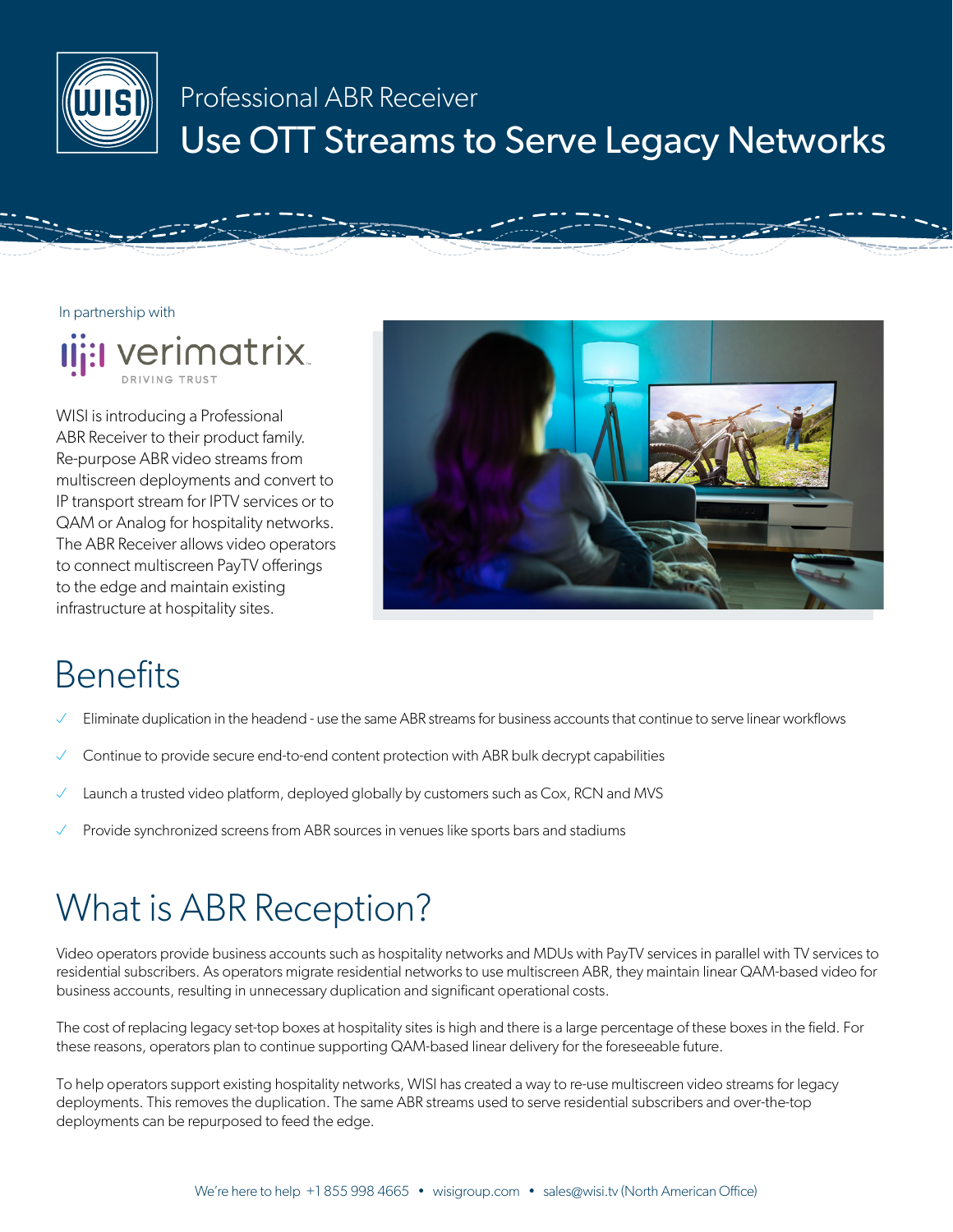Professional ABR Receiver

# Use OTT Streams to Serve Legacy Networks

In partnership with

verimatrix
DRIVING TRUST

WISI is introducing a Professional ABR Receiver to their product family. Re-purpose ABR video streams from multiscreen deployments and convert to IP transport stream for IPTV services or to QAM or Analog for hospitality networks. The ABR Receiver allows video operators to connect multiscreen PayTV offerings to the edge and maintain existing infrastructure at hospitality sites.

## Benefits

- ✓ Eliminate duplication in the headend - use the same ABR streams for business accounts that continue to serve linear workflows
- ✓ Continue to provide secure end-to-end content protection with ABR bulk decrypt capabilities
- ✓ Launch a trusted video platform, deployed globally by customers such as Cox, RCN and MVS
- ✓ Provide synchronized screens from ABR sources in venues like sports bars and stadiums

## What is ABR Reception?

Video operators provide business accounts such as hospitality networks and MDUs with PayTV services in parallel with TV services to residential subscribers. As operators migrate residential networks to use multiscreen ABR, they maintain linear QAM-based video for business accounts, resulting in unnecessary duplication and significant operational costs.

The cost of replacing legacy set-top boxes at hospitality sites is high and there is a large percentage of these boxes in the field. For these reasons, operators plan to continue supporting QAM-based linear delivery for the foreseeable future.

To help operators support existing hospitality networks, WISI has created a way to re-use multiscreen video streams for legacy deployments. This removes the duplication. The same ABR streams used to serve residential subscribers and over-the-top deployments can be repurposed to feed the edge.

We're here to help +1 855 998 4665 • wisigroup.com • sales@wisi.tv (North American Office)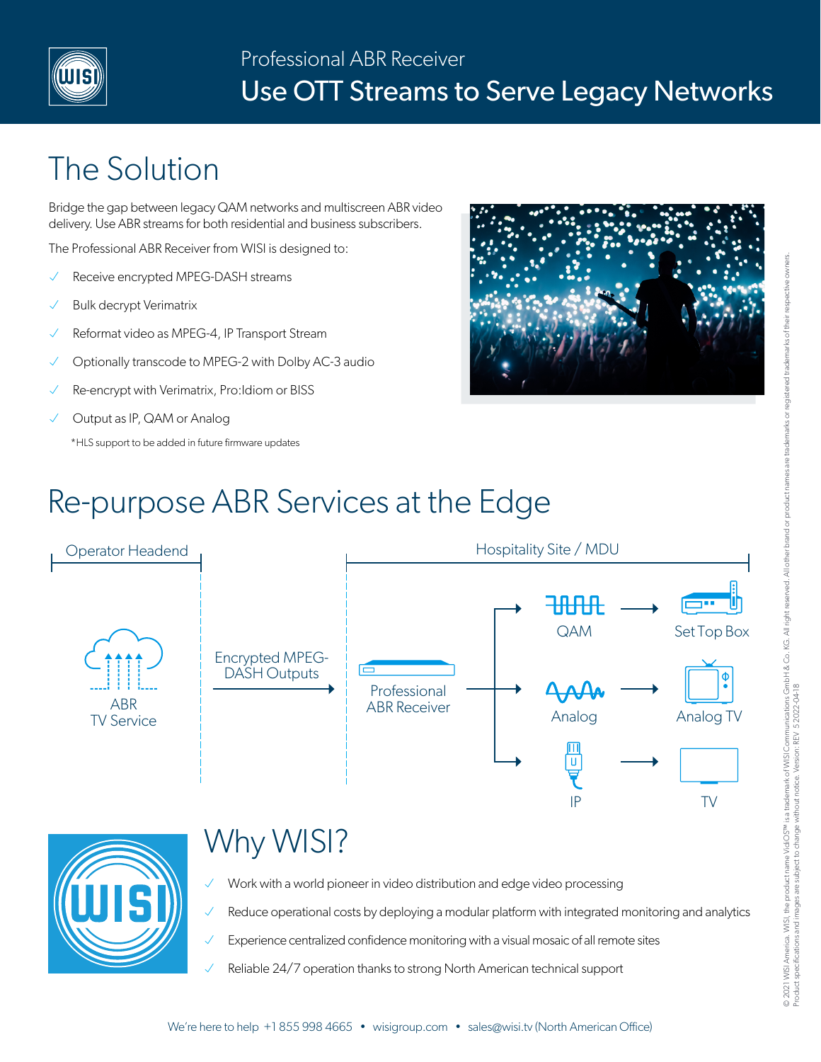Professional ABR Receiver

# Use OTT Streams to Serve Legacy Networks

## The Solution

Bridge the gap between legacy QAM networks and multiscreen ABR video delivery. Use ABR streams for both residential and business subscribers.

The Professional ABR Receiver from WISI is designed to:

- ✓ Receive encrypted MPEG-DASH streams
- ✓ Bulk decrypt Verimatrix
- ✓ Reformat video as MPEG-4, IP Transport Stream
- ✓ Optionally transcode to MPEG-2 with Dolby AC-3 audio
- ✓ Re-encrypt with Verimatrix, Pro:Idiom or BISS
- ✓ Output as IP, QAM or Analog

*HLS support to be added in future firmware updates

## Re-purpose ABR Services at the Edge

Operator Headend

Hospitality Site / MDU

ABR TV Service

Encrypted MPEG-DASH Outputs

Professional ABR Receiver

QAM

Set Top Box

Analog

Analog TV

IP

TV

## Why WISI?

- ✓ Work with a world pioneer in video distribution and edge video processing
- ✓ Reduce operational costs by deploying a modular platform with integrated monitoring and analytics
- ✓ Experience centralized confidence monitoring with a visual mosaic of all remote sites
- ✓ Reliable 24/7 operation thanks to strong North American technical support

We're here to help +1 855 998 4665 • wisigroup.com • sales@wisi.tv (North American Office)

© 2021 WISI America. WISI, the product name VidiOS™ is a trademark of WISI Communications GmbH & Co. KG. All right reserved. All other brand or product names are trademarks or registered trademarks of their respective owners. Product specifications and images are subject to change without notice. Version: REV 5 2022-04-18